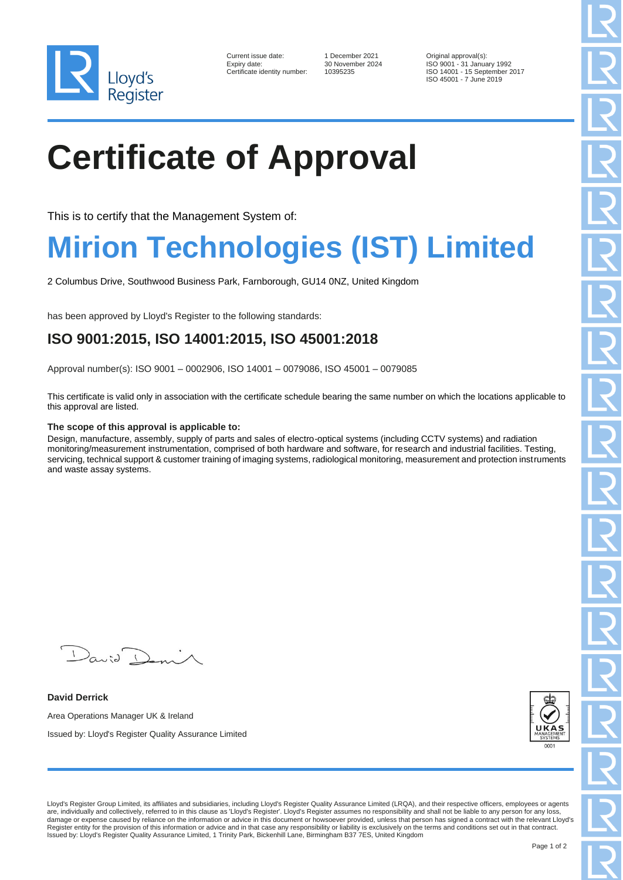Lloyd's Register

Current issue date: 1 December 2021
Expiry date: 30 November 2024
Certificate identity number: 10395235

Original approval(s):
ISO 9001 - 31 January 1992
ISO 14001 - 15 September 2017
ISO 45001 - 7 June 2019

# Certificate of Approval

This is to certify that the Management System of:

# Mirion Technologies (IST) Limited

2 Columbus Drive, Southwood Business Park, Farnborough, GU14 0NZ, United Kingdom

has been approved by Lloyd's Register to the following standards:

## ISO 9001:2015, ISO 14001:2015, ISO 45001:2018

Approval number(s): ISO 9001 – 0002906, ISO 14001 – 0079086, ISO 45001 – 0079085

This certificate is valid only in association with the certificate schedule bearing the same number on which the locations applicable to this approval are listed.

**The scope of this approval is applicable to:**

Design, manufacture, assembly, supply of parts and sales of electro-optical systems (including CCTV systems) and radiation monitoring/measurement instrumentation, comprised of both hardware and software, for research and industrial facilities. Testing, servicing, technical support & customer training of imaging systems, radiological monitoring, measurement and protection instruments and waste assay systems.

**David Derrick**

Area Operations Manager UK & Ireland

Issued by: Lloyd's Register Quality Assurance Limited

UKAS MANAGEMENT SYSTEMS 0001

Lloyd's Register Group Limited, its affiliates and subsidiaries, including Lloyd's Register Quality Assurance Limited (LRQA), and their respective officers, employees or agents are, individually and collectively, referred to in this clause as 'Lloyd's Register'. Lloyd's Register assumes no responsibility and shall not be liable to any person for any loss, damage or expense caused by reliance on the information or advice in this document or howsoever provided, unless that person has signed a contract with the relevant Lloyd's Register entity for the provision of this information or advice and in that case any responsibility or liability is exclusively on the terms and conditions set out in that contract.
Issued by: Lloyd's Register Quality Assurance Limited, 1 Trinity Park, Bickenhill Lane, Birmingham B37 7ES, United Kingdom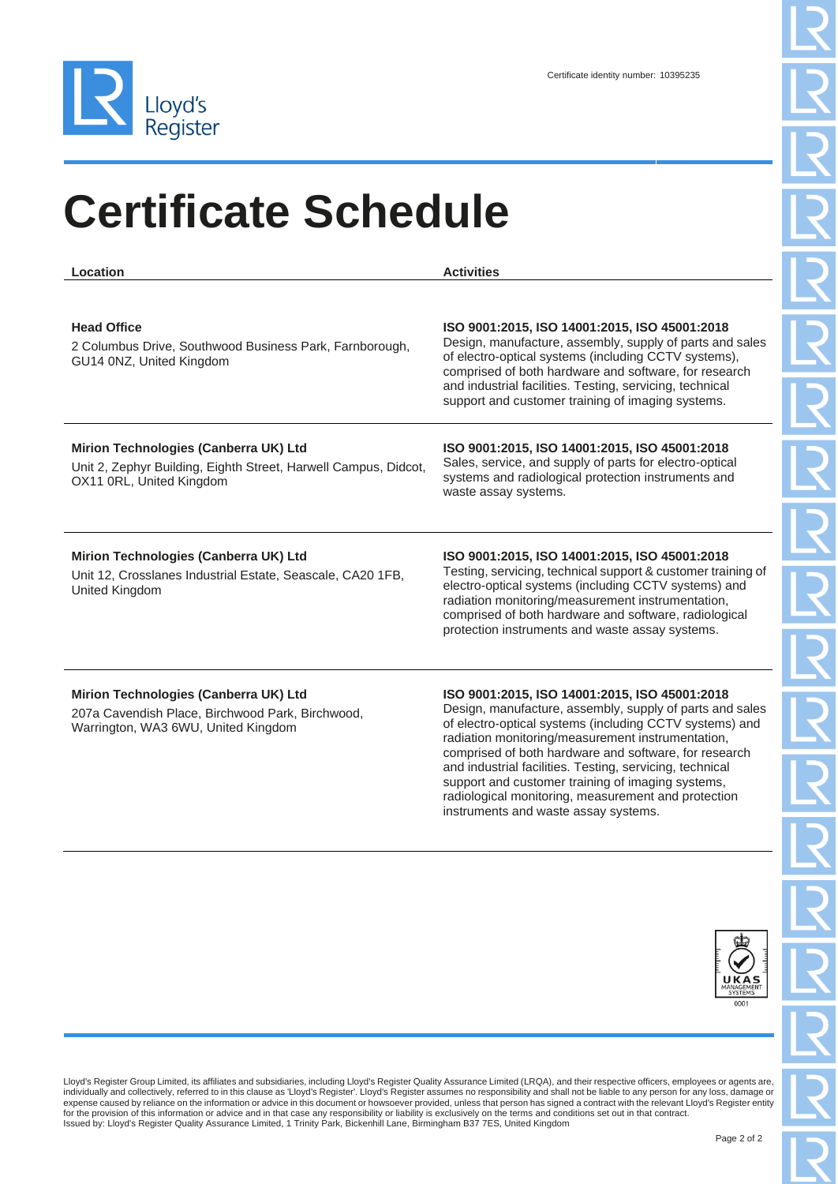Certificate identity number: 10395235

# Certificate Schedule

| Location | Activities |
|---|---|
| **Head Office**<br>2 Columbus Drive, Southwood Business Park, Farnborough, GU14 0NZ, United Kingdom | **ISO 9001:2015, ISO 14001:2015, ISO 45001:2018**<br>Design, manufacture, assembly, supply of parts and sales of electro-optical systems (including CCTV systems), comprised of both hardware and software, for research and industrial facilities. Testing, servicing, technical support and customer training of imaging systems. |
| **Mirion Technologies (Canberra UK) Ltd**<br>Unit 2, Zephyr Building, Eighth Street, Harwell Campus, Didcot, OX11 0RL, United Kingdom | **ISO 9001:2015, ISO 14001:2015, ISO 45001:2018**<br>Sales, service, and supply of parts for electro-optical systems and radiological protection instruments and waste assay systems. |
| **Mirion Technologies (Canberra UK) Ltd**<br>Unit 12, Crosslanes Industrial Estate, Seascale, CA20 1FB, United Kingdom | **ISO 9001:2015, ISO 14001:2015, ISO 45001:2018**<br>Testing, servicing, technical support & customer training of electro-optical systems (including CCTV systems) and radiation monitoring/measurement instrumentation, comprised of both hardware and software, radiological protection instruments and waste assay systems. |
| **Mirion Technologies (Canberra UK) Ltd**<br>207a Cavendish Place, Birchwood Park, Birchwood, Warrington, WA3 6WU, United Kingdom | **ISO 9001:2015, ISO 14001:2015, ISO 45001:2018**<br>Design, manufacture, assembly, supply of parts and sales of electro-optical systems (including CCTV systems) and radiation monitoring/measurement instrumentation, comprised of both hardware and software, for research and industrial facilities. Testing, servicing, technical support and customer training of imaging systems, radiological monitoring, measurement and protection instruments and waste assay systems. |

UKAS MANAGEMENT SYSTEMS 0001

Lloyd's Register Group Limited, its affiliates and subsidiaries, including Lloyd's Register Quality Assurance Limited (LRQA), and their respective officers, employees or agents are, individually and collectively, referred to in this clause as 'Lloyd's Register'. Lloyd's Register assumes no responsibility and shall not be liable to any person for any loss, damage or expense caused by reliance on the information or advice in this document or howsoever provided, unless that person has signed a contract with the relevant Lloyd's Register entity for the provision of this information or advice and in that case any responsibility or liability is exclusively on the terms and conditions set out in that contract.
Issued by: Lloyd's Register Quality Assurance Limited, 1 Trinity Park, Bickenhill Lane, Birmingham B37 7ES, United Kingdom